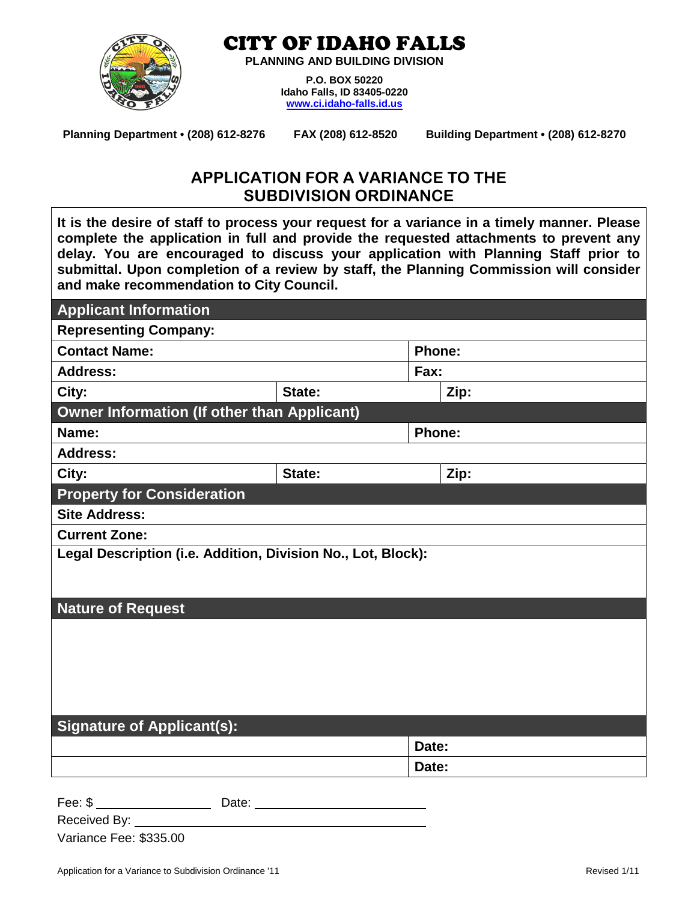# CITY OF IDAHO FALLS

**PLANNING AND BUILDING DIVISION**

**P.O. BOX 50220**
**Idaho Falls, ID 83405-0220**
**www.ci.idaho-falls.id.us**

**Planning Department • (208) 612-8276** | **FAX (208) 612-8520** | **Building Department • (208) 612-8270**

## APPLICATION FOR A VARIANCE TO THE SUBDIVISION ORDINANCE

**It is the desire of staff to process your request for a variance in a timely manner. Please complete the application in full and provide the requested attachments to prevent any delay. You are encouraged to discuss your application with Planning Staff prior to submittal. Upon completion of a review by staff, the Planning Commission will consider and make recommendation to City Council.**

### Applicant Information

| | | |
|---|---|---|
| **Representing Company:** | | |
| **Contact Name:** | | **Phone:** |
| **Address:** | | **Fax:** |
| **City:** | **State:** | **Zip:** |

### Owner Information (If other than Applicant)

| | | |
|---|---|---|
| **Name:** | | **Phone:** |
| **Address:** | | |
| **City:** | **State:** | **Zip:** |

### Property for Consideration

**Site Address:**

**Current Zone:**

**Legal Description (i.e. Addition, Division No., Lot, Block):**

### Nature of Request

### Signature of Applicant(s):

| | |
|---|---|
| | **Date:** |
| | **Date:** |

Fee: $ ________________ Date: ________________________

Received By: ________________________________________

Variance Fee: $335.00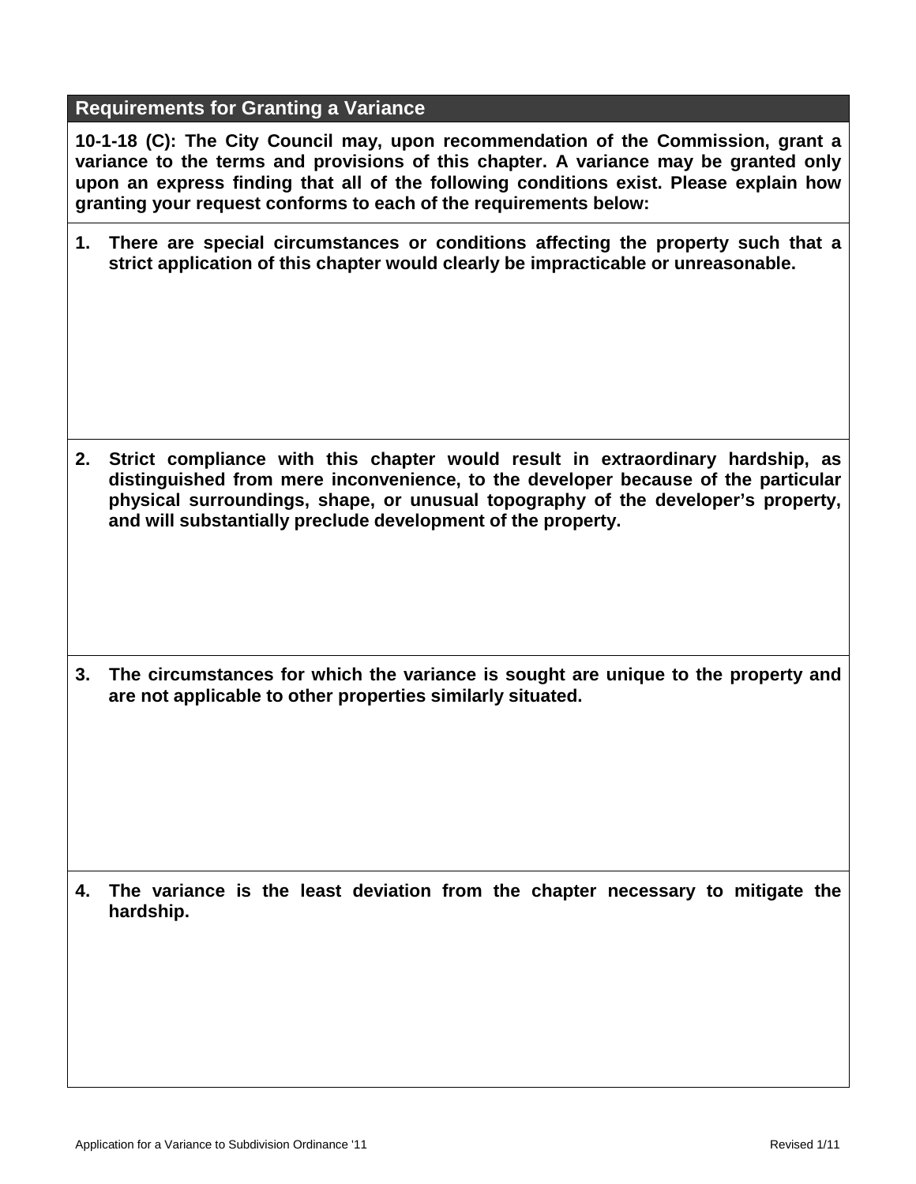## Requirements for Granting a Variance

**10-1-18 (C): The City Council may, upon recommendation of the Commission, grant a variance to the terms and provisions of this chapter. A variance may be granted only upon an express finding that all of the following conditions exist. Please explain how granting your request conforms to each of the requirements below:**

1. **There are special circumstances or conditions affecting the property such that a strict application of this chapter would clearly be impracticable or unreasonable.**

2. **Strict compliance with this chapter would result in extraordinary hardship, as distinguished from mere inconvenience, to the developer because of the particular physical surroundings, shape, or unusual topography of the developer's property, and will substantially preclude development of the property.**

3. **The circumstances for which the variance is sought are unique to the property and are not applicable to other properties similarly situated.**

4. **The variance is the least deviation from the chapter necessary to mitigate the hardship.**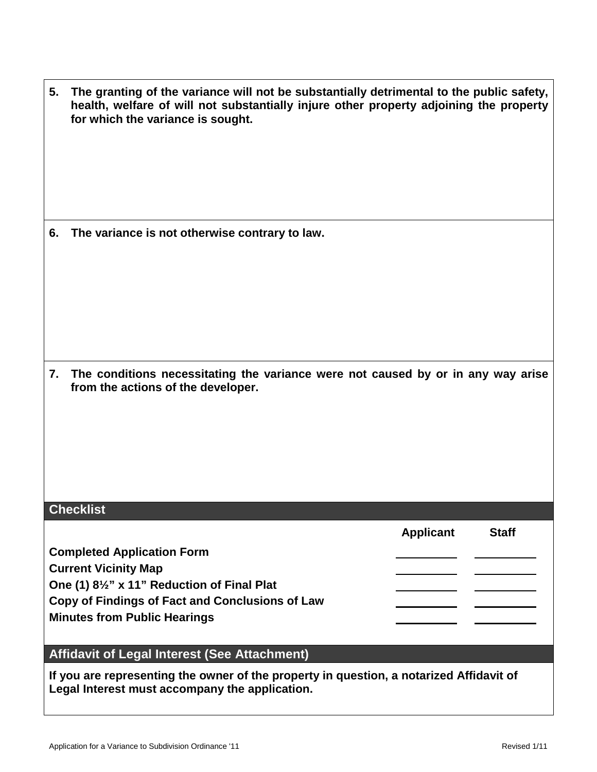**5. The granting of the variance will not be substantially detrimental to the public safety, health, welfare of will not substantially injure other property adjoining the property for which the variance is sought.**

**6. The variance is not otherwise contrary to law.**

**7. The conditions necessitating the variance were not caused by or in any way arise from the actions of the developer.**

## Checklist

| | Applicant | Staff |
|---|---|---|
| **Completed Application Form** | ________ | ________ |
| **Current Vicinity Map** | ________ | ________ |
| **One (1) 8½" x 11" Reduction of Final Plat** | ________ | ________ |
| **Copy of Findings of Fact and Conclusions of Law** | ________ | ________ |
| **Minutes from Public Hearings** | ________ | ________ |

## Affidavit of Legal Interest (See Attachment)

**If you are representing the owner of the property in question, a notarized Affidavit of Legal Interest must accompany the application.**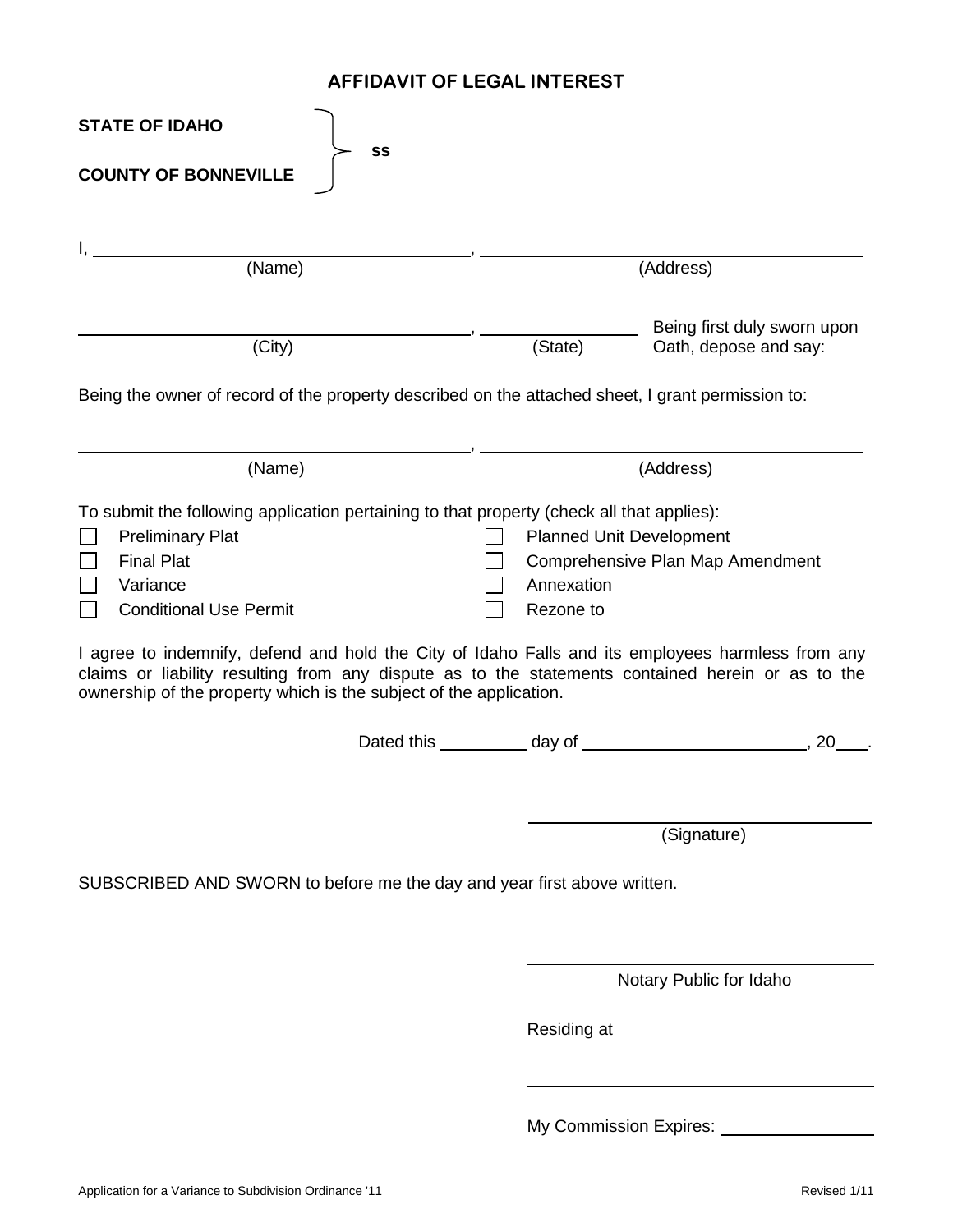# AFFIDAVIT OF LEGAL INTEREST

**STATE OF IDAHO** } **ss**

**COUNTY OF BONNEVILLE**

I, ______________________________, ______________________________
(Name) (Address)

______________________________, ____________ Being first duly sworn upon Oath, depose and say:
(City) (State)

Being the owner of record of the property described on the attached sheet, I grant permission to:

______________________________, ______________________________
(Name) (Address)

To submit the following application pertaining to that property (check all that applies):

- ☐ Preliminary Plat
- ☐ Final Plat
- ☐ Variance
- ☐ Conditional Use Permit
- ☐ Planned Unit Development
- ☐ Comprehensive Plan Map Amendment
- ☐ Annexation
- ☐ Rezone to ______________________

I agree to indemnify, defend and hold the City of Idaho Falls and its employees harmless from any claims or liability resulting from any dispute as to the statements contained herein or as to the ownership of the property which is the subject of the application.

Dated this ________ day of ____________________, 20___.

______________________________
(Signature)

SUBSCRIBED AND SWORN to before me the day and year first above written.

______________________________
Notary Public for Idaho

Residing at

______________________________

My Commission Expires: ______________